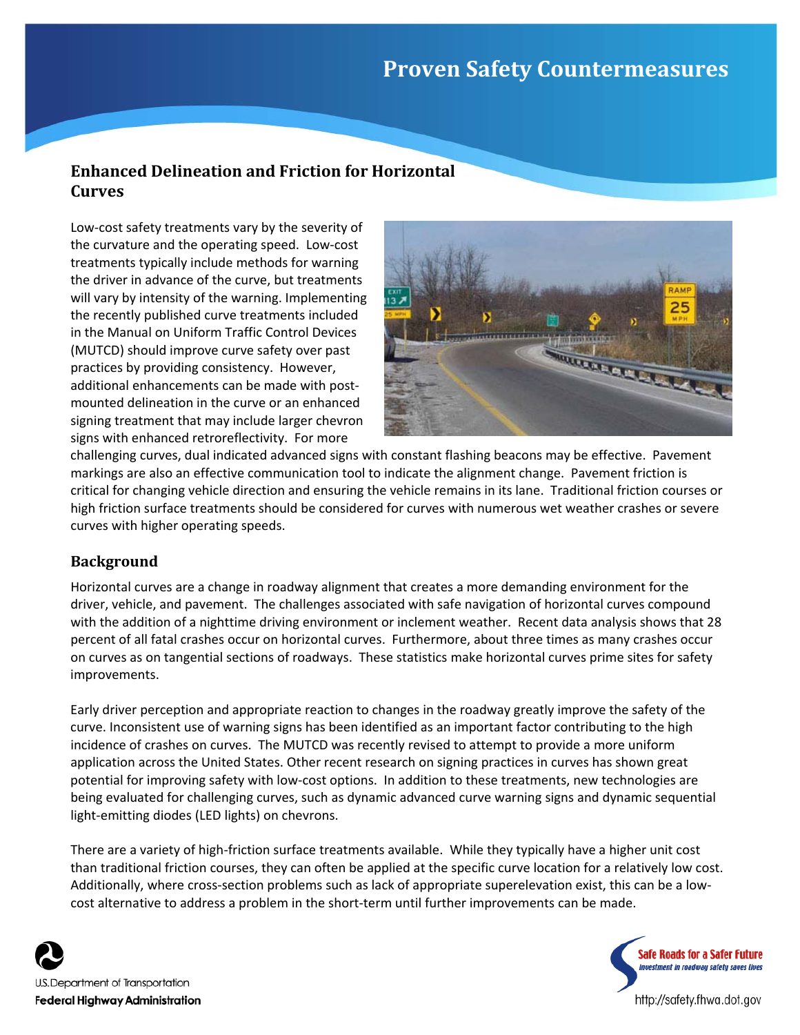# Proven Safety Countermeasures

## Enhanced Delineation and Friction for Horizontal Curves

Low-cost safety treatments vary by the severity of the curvature and the operating speed. Low-cost treatments typically include methods for warning the driver in advance of the curve, but treatments will vary by intensity of the warning. Implementing the recently published curve treatments included in the Manual on Uniform Traffic Control Devices (MUTCD) should improve curve safety over past practices by providing consistency. However, additional enhancements can be made with post-mounted delineation in the curve or an enhanced signing treatment that may include larger chevron signs with enhanced retroreflectivity. For more challenging curves, dual indicated advanced signs with constant flashing beacons may be effective. Pavement markings are also an effective communication tool to indicate the alignment change. Pavement friction is critical for changing vehicle direction and ensuring the vehicle remains in its lane. Traditional friction courses or high friction surface treatments should be considered for curves with numerous wet weather crashes or severe curves with higher operating speeds.

## Background

Horizontal curves are a change in roadway alignment that creates a more demanding environment for the driver, vehicle, and pavement. The challenges associated with safe navigation of horizontal curves compound with the addition of a nighttime driving environment or inclement weather. Recent data analysis shows that 28 percent of all fatal crashes occur on horizontal curves. Furthermore, about three times as many crashes occur on curves as on tangential sections of roadways. These statistics make horizontal curves prime sites for safety improvements.

Early driver perception and appropriate reaction to changes in the roadway greatly improve the safety of the curve. Inconsistent use of warning signs has been identified as an important factor contributing to the high incidence of crashes on curves. The MUTCD was recently revised to attempt to provide a more uniform application across the United States. Other recent research on signing practices in curves has shown great potential for improving safety with low-cost options. In addition to these treatments, new technologies are being evaluated for challenging curves, such as dynamic advanced curve warning signs and dynamic sequential light-emitting diodes (LED lights) on chevrons.

There are a variety of high-friction surface treatments available. While they typically have a higher unit cost than traditional friction courses, they can often be applied at the specific curve location for a relatively low cost. Additionally, where cross-section problems such as lack of appropriate superelevation exist, this can be a low-cost alternative to address a problem in the short-term until further improvements can be made.

U.S. Department of Transportation
Federal Highway Administration

Safe Roads for a Safer Future
Investment in roadway safety saves lives

http://safety.fhwa.dot.gov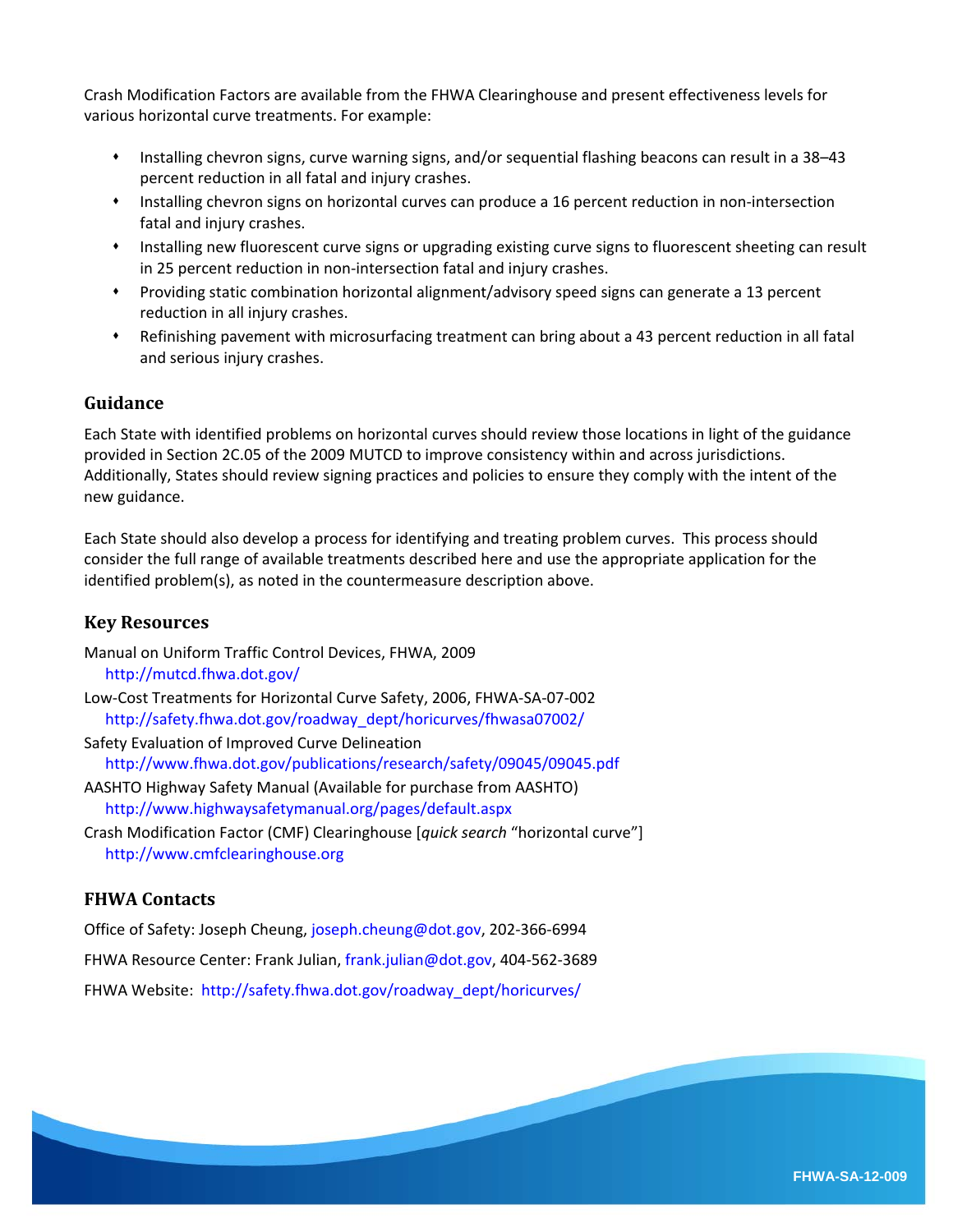Crash Modification Factors are available from the FHWA Clearinghouse and present effectiveness levels for various horizontal curve treatments. For example:

- Installing chevron signs, curve warning signs, and/or sequential flashing beacons can result in a 38–43 percent reduction in all fatal and injury crashes.
- Installing chevron signs on horizontal curves can produce a 16 percent reduction in non-intersection fatal and injury crashes.
- Installing new fluorescent curve signs or upgrading existing curve signs to fluorescent sheeting can result in 25 percent reduction in non-intersection fatal and injury crashes.
- Providing static combination horizontal alignment/advisory speed signs can generate a 13 percent reduction in all injury crashes.
- Refinishing pavement with microsurfacing treatment can bring about a 43 percent reduction in all fatal and serious injury crashes.

## Guidance

Each State with identified problems on horizontal curves should review those locations in light of the guidance provided in Section 2C.05 of the 2009 MUTCD to improve consistency within and across jurisdictions. Additionally, States should review signing practices and policies to ensure they comply with the intent of the new guidance.

Each State should also develop a process for identifying and treating problem curves. This process should consider the full range of available treatments described here and use the appropriate application for the identified problem(s), as noted in the countermeasure description above.

## Key Resources

Manual on Uniform Traffic Control Devices, FHWA, 2009
http://mutcd.fhwa.dot.gov/

Low-Cost Treatments for Horizontal Curve Safety, 2006, FHWA-SA-07-002
http://safety.fhwa.dot.gov/roadway_dept/horicurves/fhwasa07002/

Safety Evaluation of Improved Curve Delineation
http://www.fhwa.dot.gov/publications/research/safety/09045/09045.pdf

AASHTO Highway Safety Manual (Available for purchase from AASHTO)
http://www.highwaysafetymanual.org/pages/default.aspx

Crash Modification Factor (CMF) Clearinghouse [*quick search* "horizontal curve"]
http://www.cmfclearinghouse.org

## FHWA Contacts

Office of Safety: Joseph Cheung, joseph.cheung@dot.gov, 202-366-6994

FHWA Resource Center: Frank Julian, frank.julian@dot.gov, 404-562-3689

FHWA Website: http://safety.fhwa.dot.gov/roadway_dept/horicurves/

FHWA-SA-12-009